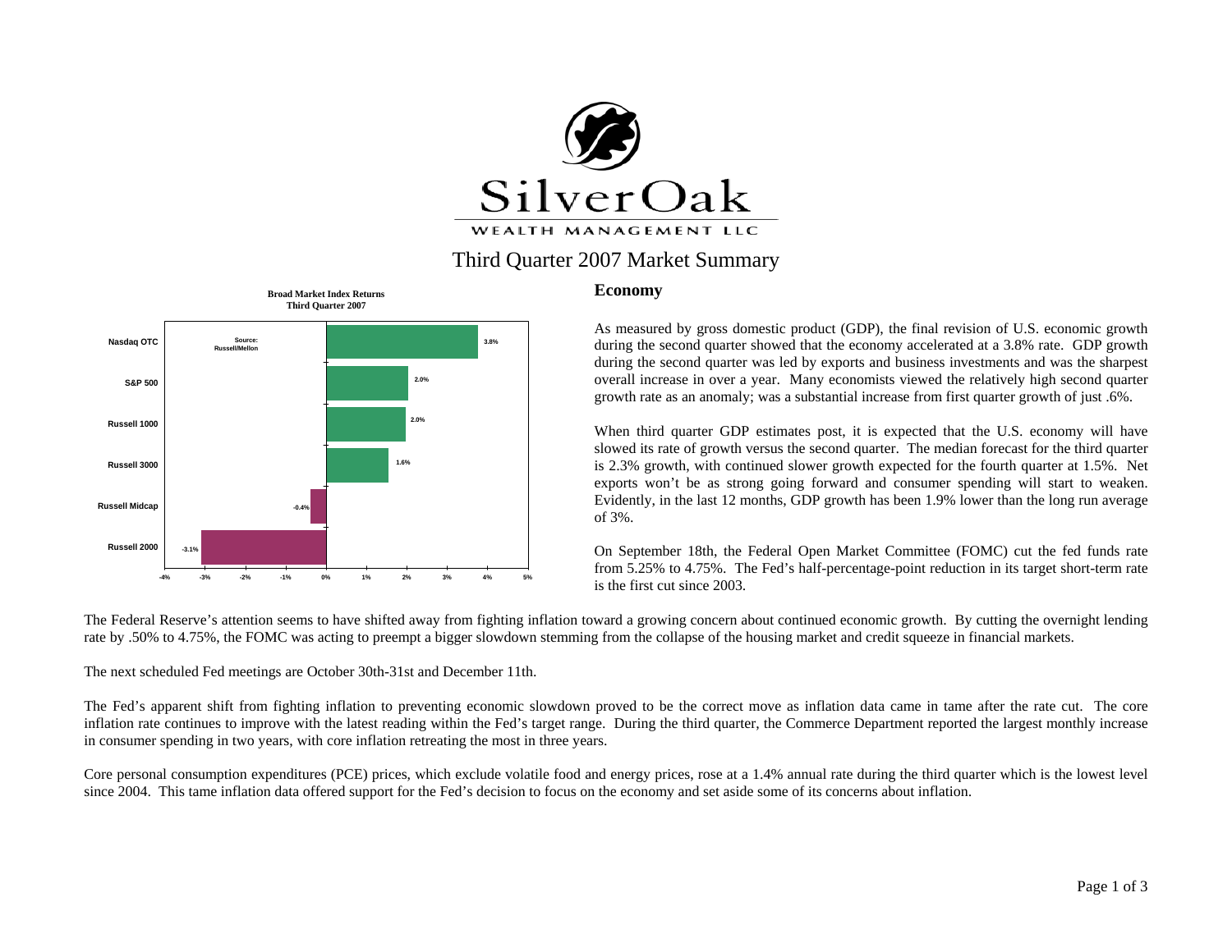SilverOak

WEALTH MANAGEMENT LLC

# Third Quarter 2007 Market Summary

**Broad Market Index Returns**
**Third Quarter 2007**

| Index | Return |
|---|---|
| Nasdaq OTC | 3.8% |
| S&P 500 | 2.0% |
| Russell 1000 | 2.0% |
| Russell 3000 | 1.6% |
| Russell Midcap | -0.4% |
| Russell 2000 | -3.1% |

Source: Russell/Mellon

## Economy

As measured by gross domestic product (GDP), the final revision of U.S. economic growth during the second quarter showed that the economy accelerated at a 3.8% rate. GDP growth during the second quarter was led by exports and business investments and was the sharpest overall increase in over a year. Many economists viewed the relatively high second quarter growth rate as an anomaly; was a substantial increase from first quarter growth of just .6%.

When third quarter GDP estimates post, it is expected that the U.S. economy will have slowed its rate of growth versus the second quarter. The median forecast for the third quarter is 2.3% growth, with continued slower growth expected for the fourth quarter at 1.5%. Net exports won't be as strong going forward and consumer spending will start to weaken. Evidently, in the last 12 months, GDP growth has been 1.9% lower than the long run average of 3%.

On September 18th, the Federal Open Market Committee (FOMC) cut the fed funds rate from 5.25% to 4.75%. The Fed's half-percentage-point reduction in its target short-term rate is the first cut since 2003.

The Federal Reserve's attention seems to have shifted away from fighting inflation toward a growing concern about continued economic growth. By cutting the overnight lending rate by .50% to 4.75%, the FOMC was acting to preempt a bigger slowdown stemming from the collapse of the housing market and credit squeeze in financial markets.

The next scheduled Fed meetings are October 30th-31st and December 11th.

The Fed's apparent shift from fighting inflation to preventing economic slowdown proved to be the correct move as inflation data came in tame after the rate cut. The core inflation rate continues to improve with the latest reading within the Fed's target range. During the third quarter, the Commerce Department reported the largest monthly increase in consumer spending in two years, with core inflation retreating the most in three years.

Core personal consumption expenditures (PCE) prices, which exclude volatile food and energy prices, rose at a 1.4% annual rate during the third quarter which is the lowest level since 2004. This tame inflation data offered support for the Fed's decision to focus on the economy and set aside some of its concerns about inflation.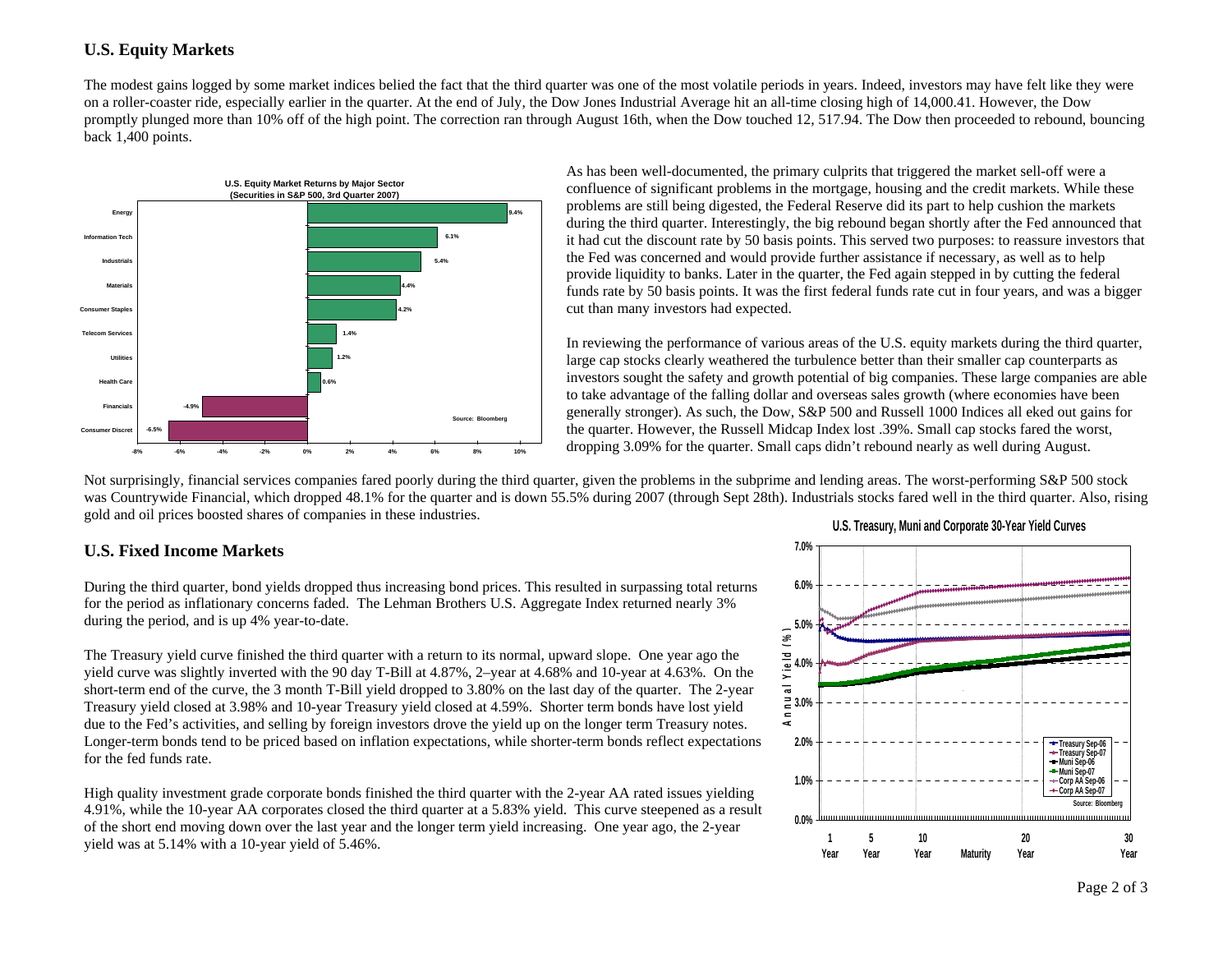## U.S. Equity Markets

The modest gains logged by some market indices belied the fact that the third quarter was one of the most volatile periods in years. Indeed, investors may have felt like they were on a roller-coaster ride, especially earlier in the quarter. At the end of July, the Dow Jones Industrial Average hit an all-time closing high of 14,000.41. However, the Dow promptly plunged more than 10% off of the high point. The correction ran through August 16th, when the Dow touched 12, 517.94. The Dow then proceeded to rebound, bouncing back 1,400 points.

**U.S. Equity Market Returns by Major Sector (Securities in S&P 500, 3rd Quarter 2007)**

| Sector | Return |
|---|---|
| Energy | 9.4% |
| Information Tech | 6.1% |
| Industrials | 5.4% |
| Materials | 4.4% |
| Consumer Staples | 4.2% |
| Telecom Services | 1.4% |
| Utilities | 1.2% |
| Health Care | 0.6% |
| Financials | -4.9% |
| Consumer Discret | -6.5% |

Source: Bloomberg

As has been well-documented, the primary culprits that triggered the market sell-off were a confluence of significant problems in the mortgage, housing and the credit markets. While these problems are still being digested, the Federal Reserve did its part to help cushion the markets during the third quarter. Interestingly, the big rebound began shortly after the Fed announced that it had cut the discount rate by 50 basis points. This served two purposes: to reassure investors that the Fed was concerned and would provide further assistance if necessary, as well as to help provide liquidity to banks. Later in the quarter, the Fed again stepped in by cutting the federal funds rate by 50 basis points. It was the first federal funds rate cut in four years, and was a bigger cut than many investors had expected.

In reviewing the performance of various areas of the U.S. equity markets during the third quarter, large cap stocks clearly weathered the turbulence better than their smaller cap counterparts as investors sought the safety and growth potential of big companies. These large companies are able to take advantage of the falling dollar and overseas sales growth (where economies have been generally stronger). As such, the Dow, S&P 500 and Russell 1000 Indices all eked out gains for the quarter. However, the Russell Midcap Index lost .39%. Small cap stocks fared the worst, dropping 3.09% for the quarter. Small caps didn't rebound nearly as well during August.

Not surprisingly, financial services companies fared poorly during the third quarter, given the problems in the subprime and lending areas. The worst-performing S&P 500 stock was Countrywide Financial, which dropped 48.1% for the quarter and is down 55.5% during 2007 (through Sept 28th). Industrials stocks fared well in the third quarter. Also, rising gold and oil prices boosted shares of companies in these industries.

## U.S. Fixed Income Markets

During the third quarter, bond yields dropped thus increasing bond prices. This resulted in surpassing total returns for the period as inflationary concerns faded. The Lehman Brothers U.S. Aggregate Index returned nearly 3% during the period, and is up 4% year-to-date.

The Treasury yield curve finished the third quarter with a return to its normal, upward slope. One year ago the yield curve was slightly inverted with the 90 day T-Bill at 4.87%, 2–year at 4.68% and 10-year at 4.63%. On the short-term end of the curve, the 3 month T-Bill yield dropped to 3.80% on the last day of the quarter. The 2-year Treasury yield closed at 3.98% and 10-year Treasury yield closed at 4.59%. Shorter term bonds have lost yield due to the Fed's activities, and selling by foreign investors drove the yield up on the longer term Treasury notes. Longer-term bonds tend to be priced based on inflation expectations, while shorter-term bonds reflect expectations for the fed funds rate.

High quality investment grade corporate bonds finished the third quarter with the 2-year AA rated issues yielding 4.91%, while the 10-year AA corporates closed the third quarter at a 5.83% yield. This curve steepened as a result of the short end moving down over the last year and the longer term yield increasing. One year ago, the 2-year yield was at 5.14% with a 10-year yield of 5.46%.

**U.S. Treasury, Muni and Corporate 30-Year Yield Curves**

Legend: Treasury Sep-06, Treasury Sep-07, Muni Sep-06, Muni Sep-07, Corp AA Sep-06, Corp AA Sep-07

Source: Bloomberg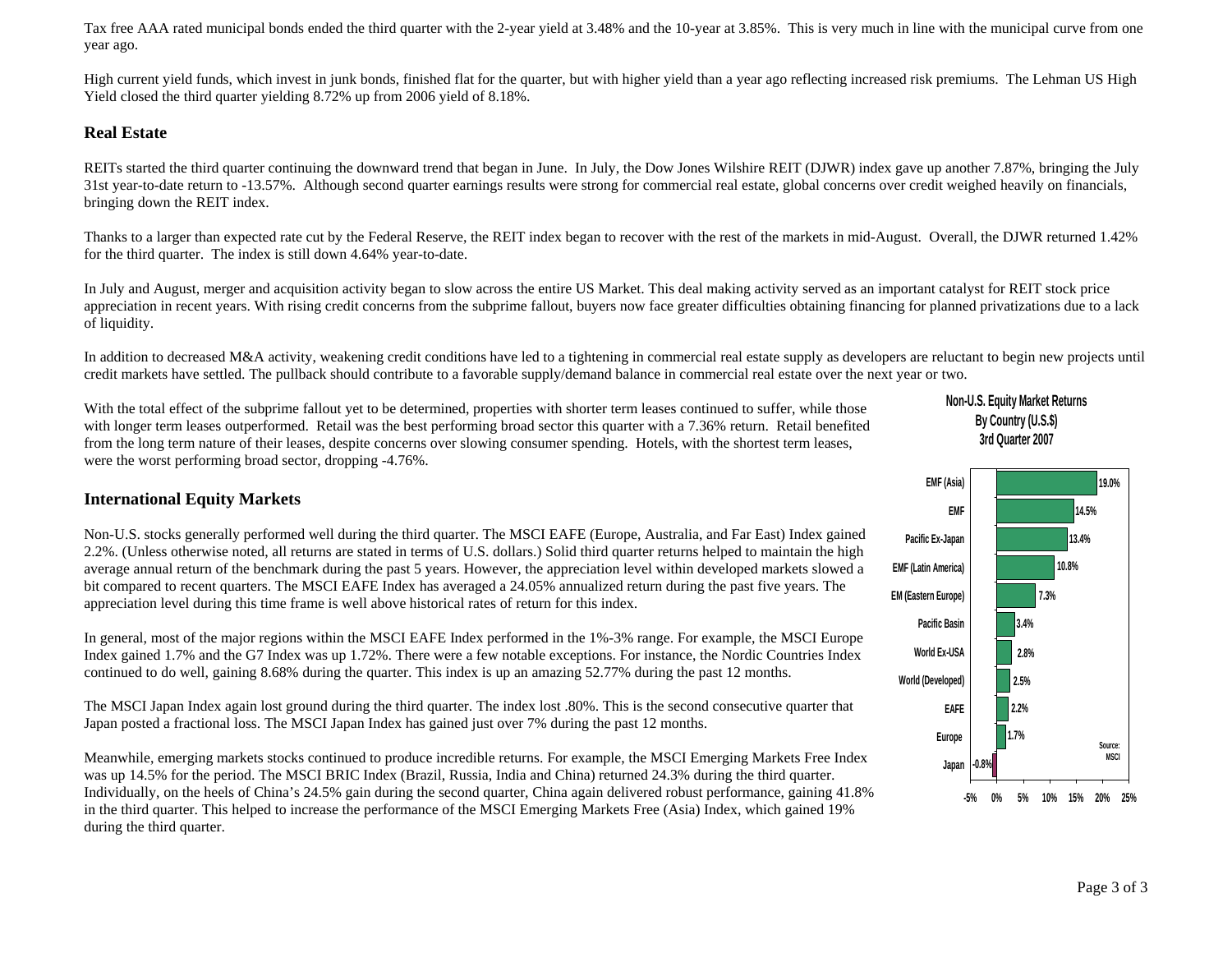Tax free AAA rated municipal bonds ended the third quarter with the 2-year yield at 3.48% and the 10-year at 3.85%. This is very much in line with the municipal curve from one year ago.

High current yield funds, which invest in junk bonds, finished flat for the quarter, but with higher yield than a year ago reflecting increased risk premiums. The Lehman US High Yield closed the third quarter yielding 8.72% up from 2006 yield of 8.18%.

## Real Estate

REITs started the third quarter continuing the downward trend that began in June. In July, the Dow Jones Wilshire REIT (DJWR) index gave up another 7.87%, bringing the July 31st year-to-date return to -13.57%. Although second quarter earnings results were strong for commercial real estate, global concerns over credit weighed heavily on financials, bringing down the REIT index.

Thanks to a larger than expected rate cut by the Federal Reserve, the REIT index began to recover with the rest of the markets in mid-August. Overall, the DJWR returned 1.42% for the third quarter. The index is still down 4.64% year-to-date.

In July and August, merger and acquisition activity began to slow across the entire US Market. This deal making activity served as an important catalyst for REIT stock price appreciation in recent years. With rising credit concerns from the subprime fallout, buyers now face greater difficulties obtaining financing for planned privatizations due to a lack of liquidity.

In addition to decreased M&A activity, weakening credit conditions have led to a tightening in commercial real estate supply as developers are reluctant to begin new projects until credit markets have settled. The pullback should contribute to a favorable supply/demand balance in commercial real estate over the next year or two.

With the total effect of the subprime fallout yet to be determined, properties with shorter term leases continued to suffer, while those with longer term leases outperformed. Retail was the best performing broad sector this quarter with a 7.36% return. Retail benefited from the long term nature of their leases, despite concerns over slowing consumer spending. Hotels, with the shortest term leases, were the worst performing broad sector, dropping -4.76%.

## International Equity Markets

Non-U.S. stocks generally performed well during the third quarter. The MSCI EAFE (Europe, Australia, and Far East) Index gained 2.2%. (Unless otherwise noted, all returns are stated in terms of U.S. dollars.) Solid third quarter returns helped to maintain the high average annual return of the benchmark during the past 5 years. However, the appreciation level within developed markets slowed a bit compared to recent quarters. The MSCI EAFE Index has averaged a 24.05% annualized return during the past five years. The appreciation level during this time frame is well above historical rates of return for this index.

In general, most of the major regions within the MSCI EAFE Index performed in the 1%-3% range. For example, the MSCI Europe Index gained 1.7% and the G7 Index was up 1.72%. There were a few notable exceptions. For instance, the Nordic Countries Index continued to do well, gaining 8.68% during the quarter. This index is up an amazing 52.77% during the past 12 months.

The MSCI Japan Index again lost ground during the third quarter. The index lost .80%. This is the second consecutive quarter that Japan posted a fractional loss. The MSCI Japan Index has gained just over 7% during the past 12 months.

Meanwhile, emerging markets stocks continued to produce incredible returns. For example, the MSCI Emerging Markets Free Index was up 14.5% for the period. The MSCI BRIC Index (Brazil, Russia, India and China) returned 24.3% during the third quarter. Individually, on the heels of China's 24.5% gain during the second quarter, China again delivered robust performance, gaining 41.8% in the third quarter. This helped to increase the performance of the MSCI Emerging Markets Free (Asia) Index, which gained 19% during the third quarter.

**Non-U.S. Equity Market Returns**
**By Country (U.S.$)**
**3rd Quarter 2007**

EMF (Asia) 19.0%
EMF 14.5%
Pacific Ex-Japan 13.4%
EMF (Latin America) 10.8%
EM (Eastern Europe) 7.3%
Pacific Basin 3.4%
World Ex-USA 2.8%
World (Developed) 2.5%
EAFE 2.2%
Europe 1.7%
Japan -0.8%

-5% 0% 5% 10% 15% 20% 25%

Source: MSCI